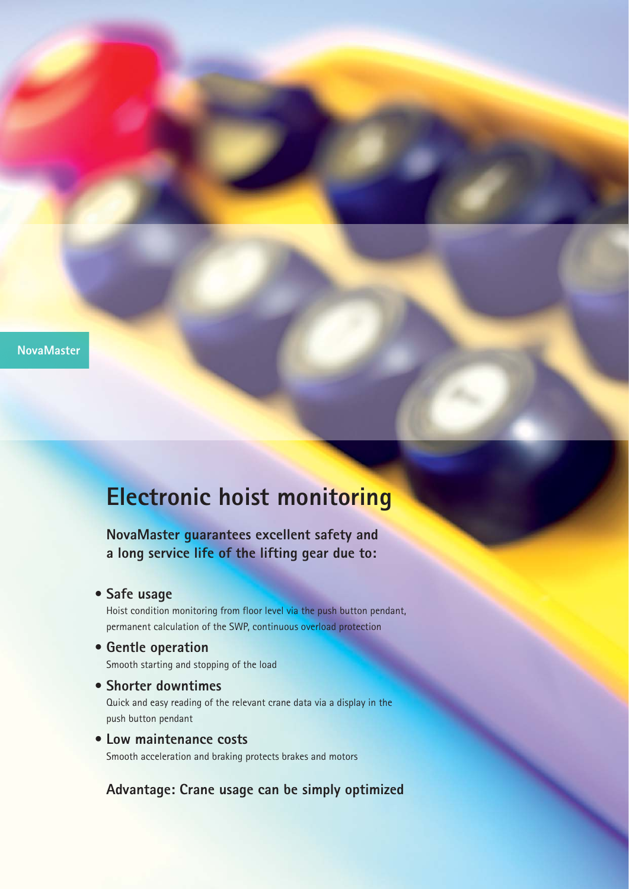NovaMaster

# Electronic hoist monitoring

**NovaMaster guarantees excellent safety and a long service life of the lifting gear due to:**

- **Safe usage**
  Hoist condition monitoring from floor level via the push button pendant, permanent calculation of the SWP, continuous overload protection
- **Gentle operation**
  Smooth starting and stopping of the load
- **Shorter downtimes**
  Quick and easy reading of the relevant crane data via a display in the push button pendant
- **Low maintenance costs**
  Smooth acceleration and braking protects brakes and motors

**Advantage: Crane usage can be simply optimized**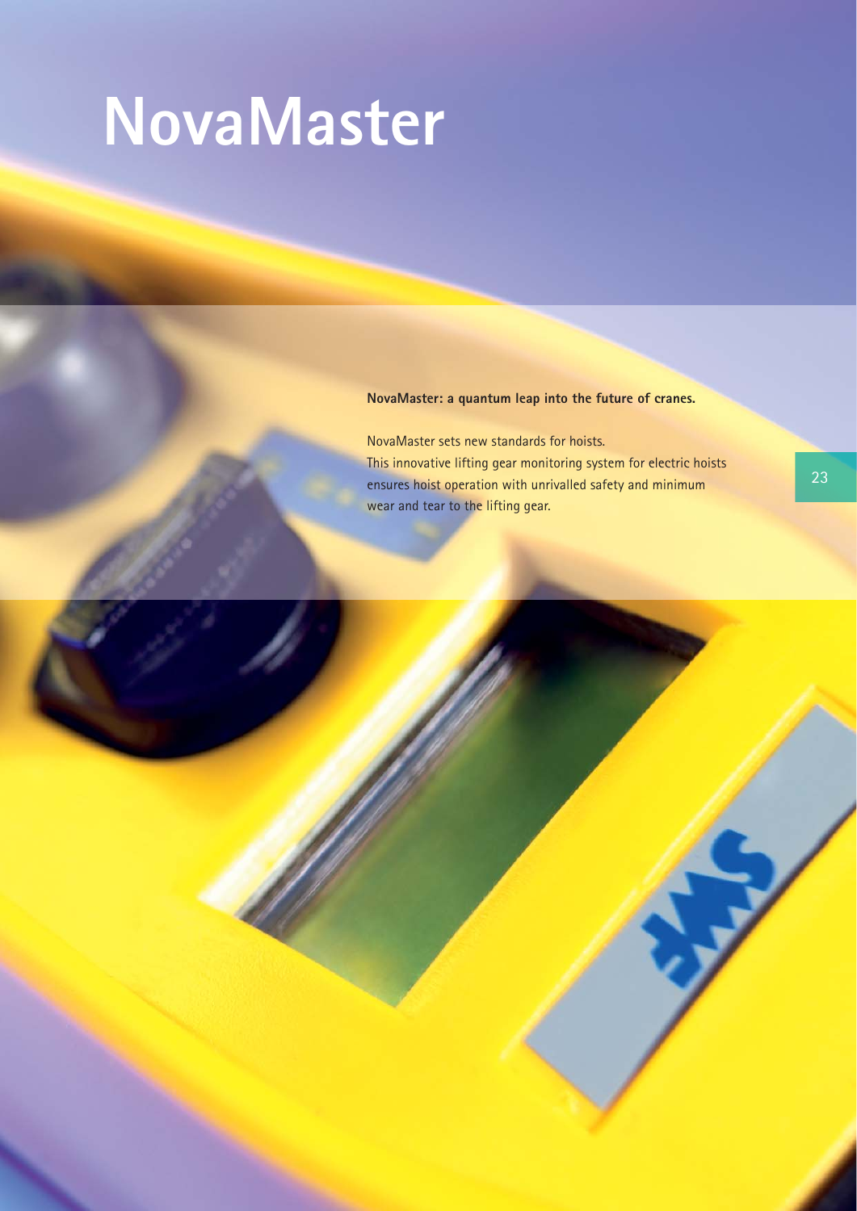# NovaMaster

**NovaMaster: a quantum leap into the future of cranes.**

NovaMaster sets new standards for hoists.
This innovative lifting gear monitoring system for electric hoists ensures hoist operation with unrivalled safety and minimum wear and tear to the lifting gear.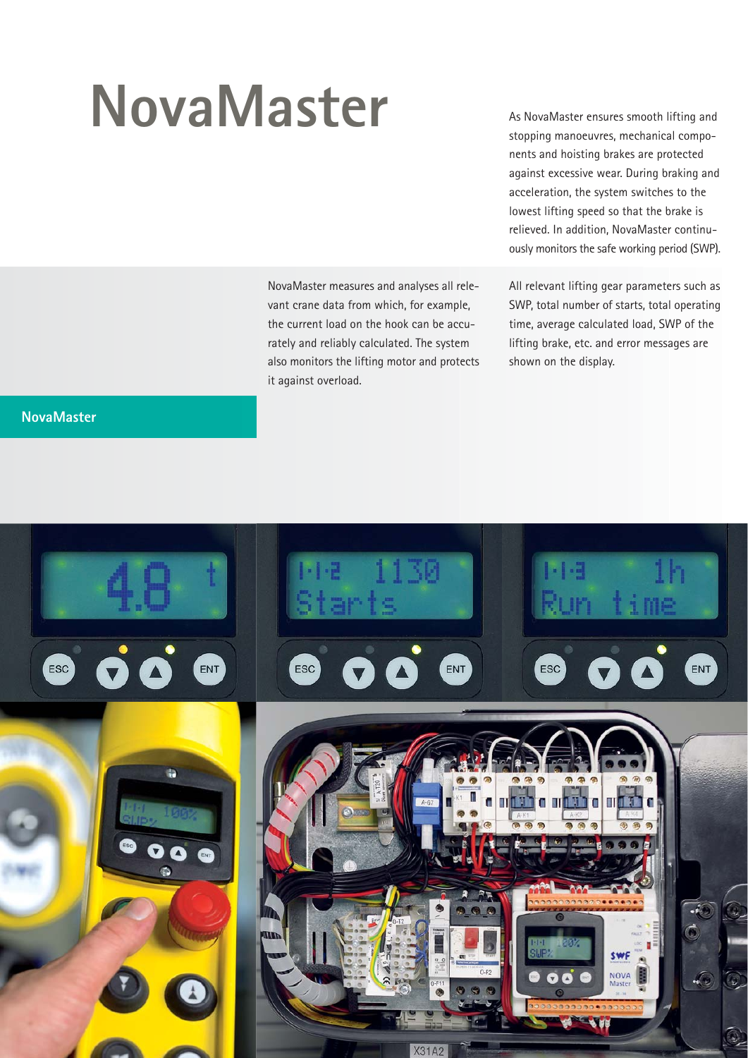# NovaMaster

As NovaMaster ensures smooth lifting and stopping manoeuvres, mechanical components and hoisting brakes are protected against excessive wear. During braking and acceleration, the system switches to the lowest lifting speed so that the brake is relieved. In addition, NovaMaster continuously monitors the safe working period (SWP).

NovaMaster measures and analyses all relevant crane data from which, for example, the current load on the hook can be accurately and reliably calculated. The system also monitors the lifting motor and protects it against overload.

All relevant lifting gear parameters such as SWP, total number of starts, total operating time, average calculated load, SWP of the lifting brake, etc. and error messages are shown on the display.

**NovaMaster**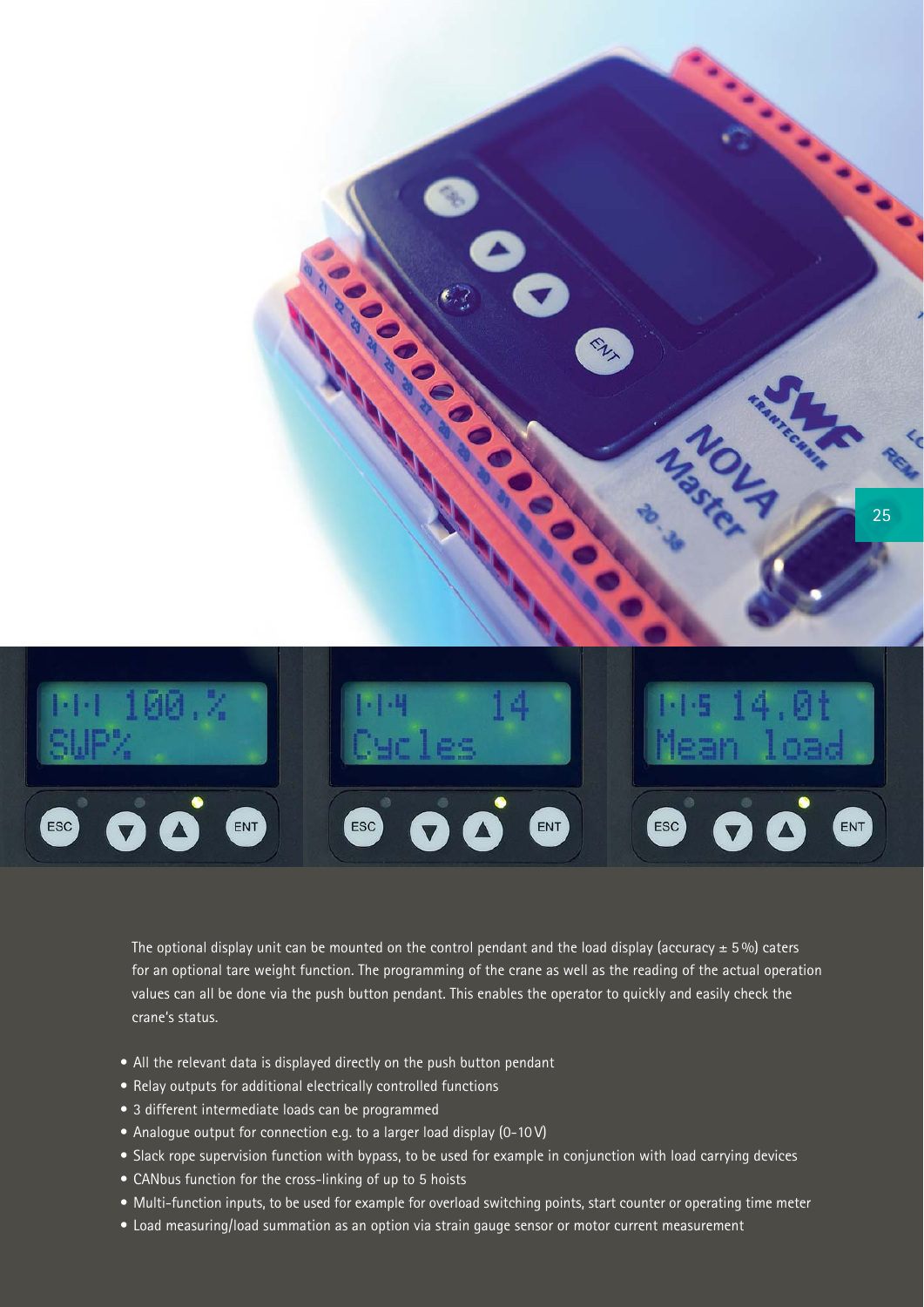The optional display unit can be mounted on the control pendant and the load display (accuracy ± 5 %) caters for an optional tare weight function. The programming of the crane as well as the reading of the actual operation values can all be done via the push button pendant. This enables the operator to quickly and easily check the crane's status.

- All the relevant data is displayed directly on the push button pendant
- Relay outputs for additional electrically controlled functions
- 3 different intermediate loads can be programmed
- Analogue output for connection e.g. to a larger load display (0-10 V)
- Slack rope supervision function with bypass, to be used for example in conjunction with load carrying devices
- CANbus function for the cross-linking of up to 5 hoists
- Multi-function inputs, to be used for example for overload switching points, start counter or operating time meter
- Load measuring/load summation as an option via strain gauge sensor or motor current measurement